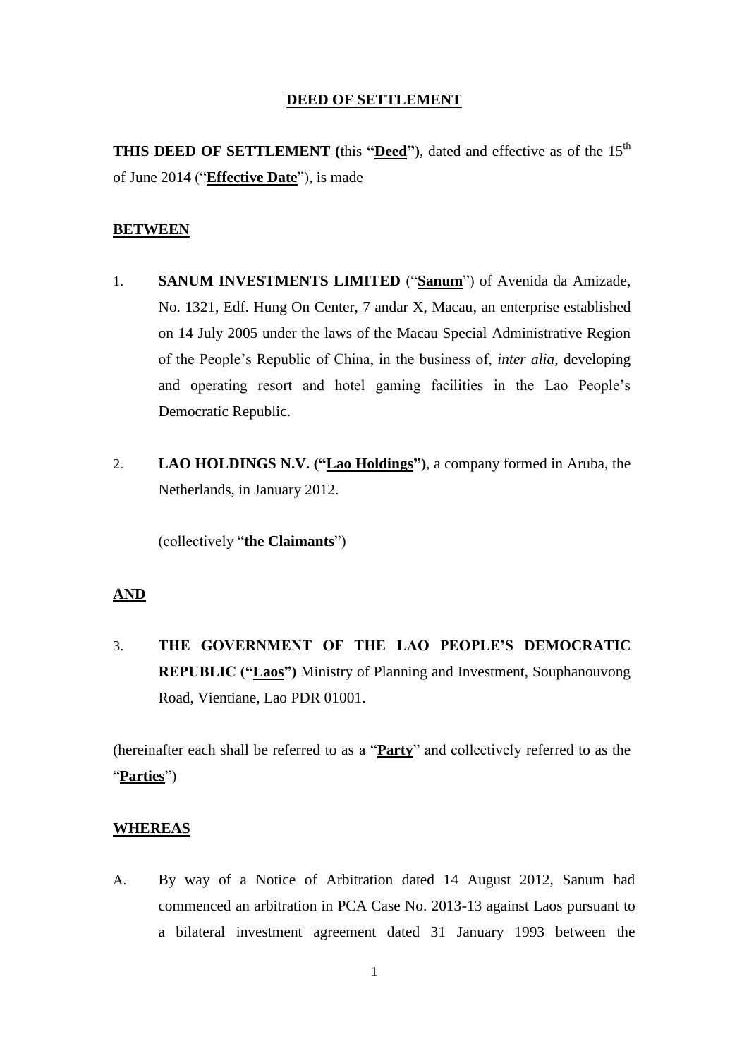# DEED OF SETTLEMENT

**THIS DEED OF SETTLEMENT (**this **"Deed")**, dated and effective as of the 15th of June 2014 ("**Effective Date**"), is made

**BETWEEN**

1. **SANUM INVESTMENTS LIMITED** ("**Sanum**") of Avenida da Amizade, No. 1321, Edf. Hung On Center, 7 andar X, Macau, an enterprise established on 14 July 2005 under the laws of the Macau Special Administrative Region of the People's Republic of China, in the business of, *inter alia*, developing and operating resort and hotel gaming facilities in the Lao People's Democratic Republic.

2. **LAO HOLDINGS N.V. ("Lao Holdings")**, a company formed in Aruba, the Netherlands, in January 2012.

   (collectively "**the Claimants**")

**AND**

3. **THE GOVERNMENT OF THE LAO PEOPLE'S DEMOCRATIC REPUBLIC ("Laos")** Ministry of Planning and Investment, Souphanouvong Road, Vientiane, Lao PDR 01001.

(hereinafter each shall be referred to as a "**Party**" and collectively referred to as the "**Parties**")

**WHEREAS**

A. By way of a Notice of Arbitration dated 14 August 2012, Sanum had commenced an arbitration in PCA Case No. 2013-13 against Laos pursuant to a bilateral investment agreement dated 31 January 1993 between the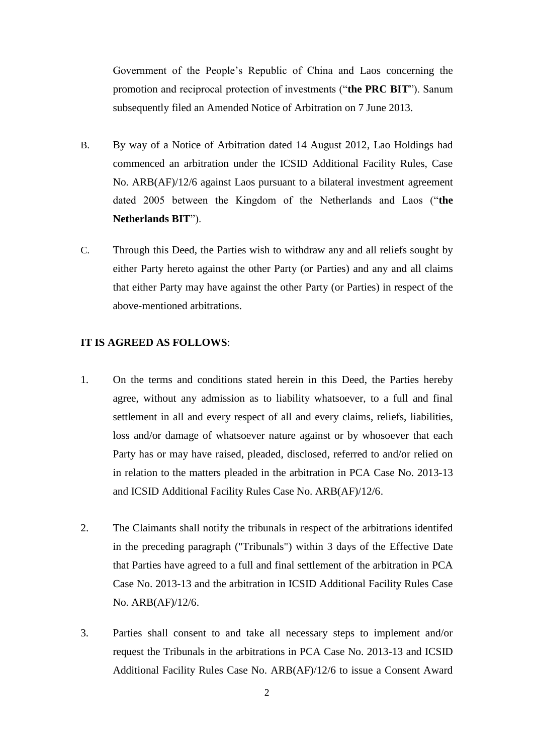Government of the People's Republic of China and Laos concerning the promotion and reciprocal protection of investments ("**the PRC BIT**"). Sanum subsequently filed an Amended Notice of Arbitration on 7 June 2013.

B. By way of a Notice of Arbitration dated 14 August 2012, Lao Holdings had commenced an arbitration under the ICSID Additional Facility Rules, Case No. ARB(AF)/12/6 against Laos pursuant to a bilateral investment agreement dated 2005 between the Kingdom of the Netherlands and Laos ("**the Netherlands BIT**").

C. Through this Deed, the Parties wish to withdraw any and all reliefs sought by either Party hereto against the other Party (or Parties) and any and all claims that either Party may have against the other Party (or Parties) in respect of the above-mentioned arbitrations.

**IT IS AGREED AS FOLLOWS**:

1. On the terms and conditions stated herein in this Deed, the Parties hereby agree, without any admission as to liability whatsoever, to a full and final settlement in all and every respect of all and every claims, reliefs, liabilities, loss and/or damage of whatsoever nature against or by whosoever that each Party has or may have raised, pleaded, disclosed, referred to and/or relied on in relation to the matters pleaded in the arbitration in PCA Case No. 2013-13 and ICSID Additional Facility Rules Case No. ARB(AF)/12/6.

2. The Claimants shall notify the tribunals in respect of the arbitrations identifed in the preceding paragraph ("Tribunals") within 3 days of the Effective Date that Parties have agreed to a full and final settlement of the arbitration in PCA Case No. 2013-13 and the arbitration in ICSID Additional Facility Rules Case No. ARB(AF)/12/6.

3. Parties shall consent to and take all necessary steps to implement and/or request the Tribunals in the arbitrations in PCA Case No. 2013-13 and ICSID Additional Facility Rules Case No. ARB(AF)/12/6 to issue a Consent Award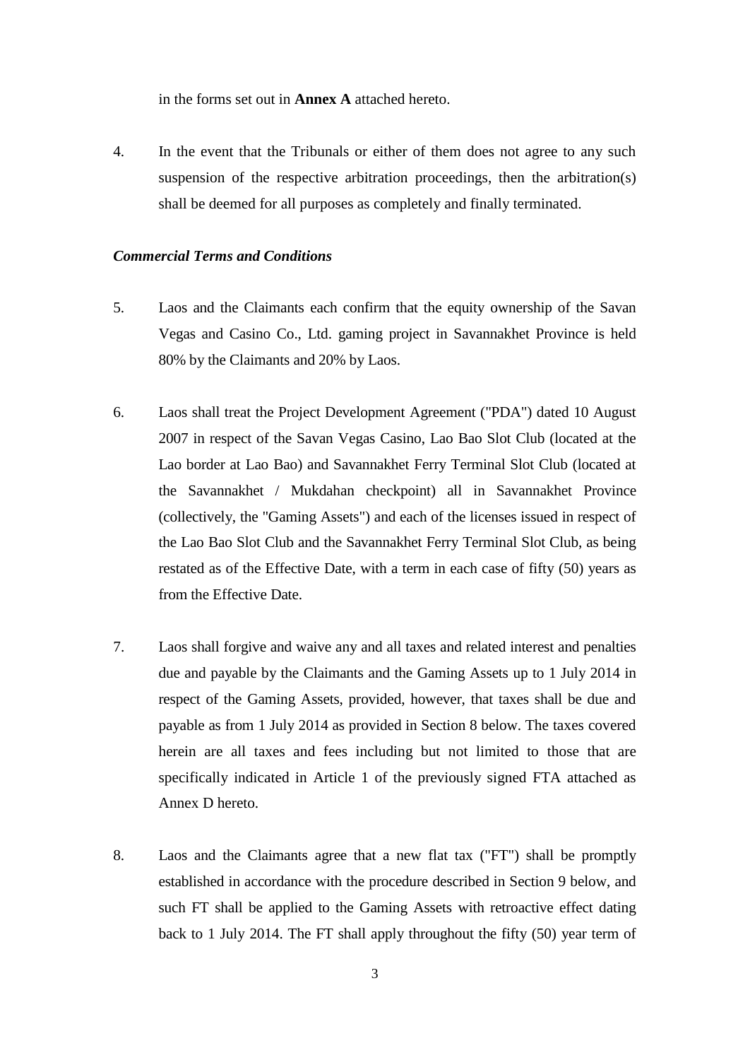in the forms set out in **Annex A** attached hereto.

4. In the event that the Tribunals or either of them does not agree to any such suspension of the respective arbitration proceedings, then the arbitration(s) shall be deemed for all purposes as completely and finally terminated.

***Commercial Terms and Conditions***

5. Laos and the Claimants each confirm that the equity ownership of the Savan Vegas and Casino Co., Ltd. gaming project in Savannakhet Province is held 80% by the Claimants and 20% by Laos.

6. Laos shall treat the Project Development Agreement ("PDA") dated 10 August 2007 in respect of the Savan Vegas Casino, Lao Bao Slot Club (located at the Lao border at Lao Bao) and Savannakhet Ferry Terminal Slot Club (located at the Savannakhet / Mukdahan checkpoint) all in Savannakhet Province (collectively, the "Gaming Assets") and each of the licenses issued in respect of the Lao Bao Slot Club and the Savannakhet Ferry Terminal Slot Club, as being restated as of the Effective Date, with a term in each case of fifty (50) years as from the Effective Date.

7. Laos shall forgive and waive any and all taxes and related interest and penalties due and payable by the Claimants and the Gaming Assets up to 1 July 2014 in respect of the Gaming Assets, provided, however, that taxes shall be due and payable as from 1 July 2014 as provided in Section 8 below. The taxes covered herein are all taxes and fees including but not limited to those that are specifically indicated in Article 1 of the previously signed FTA attached as Annex D hereto.

8. Laos and the Claimants agree that a new flat tax ("FT") shall be promptly established in accordance with the procedure described in Section 9 below, and such FT shall be applied to the Gaming Assets with retroactive effect dating back to 1 July 2014. The FT shall apply throughout the fifty (50) year term of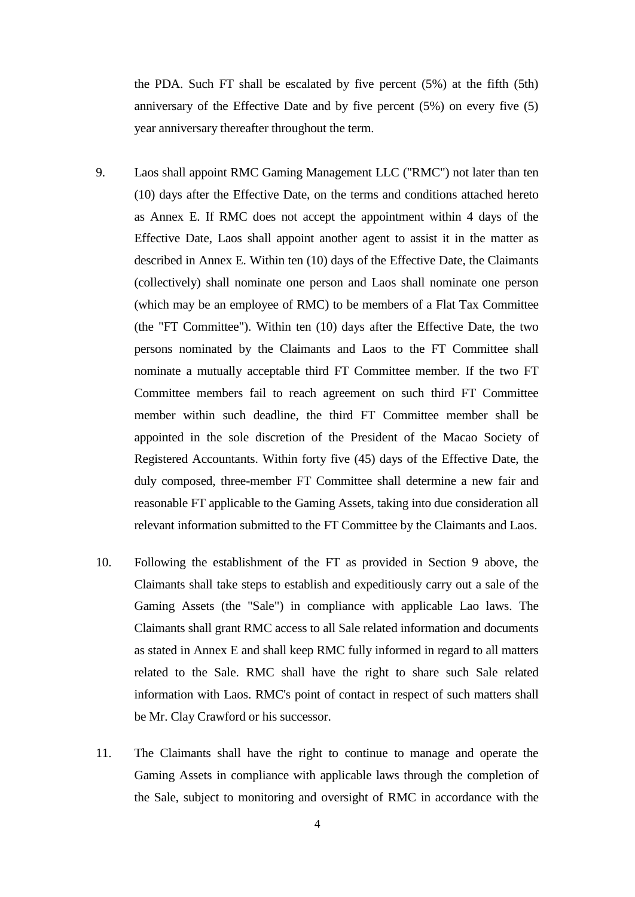the PDA. Such FT shall be escalated by five percent (5%) at the fifth (5th) anniversary of the Effective Date and by five percent (5%) on every five (5) year anniversary thereafter throughout the term.

9. Laos shall appoint RMC Gaming Management LLC ("RMC") not later than ten (10) days after the Effective Date, on the terms and conditions attached hereto as Annex E. If RMC does not accept the appointment within 4 days of the Effective Date, Laos shall appoint another agent to assist it in the matter as described in Annex E. Within ten (10) days of the Effective Date, the Claimants (collectively) shall nominate one person and Laos shall nominate one person (which may be an employee of RMC) to be members of a Flat Tax Committee (the "FT Committee"). Within ten (10) days after the Effective Date, the two persons nominated by the Claimants and Laos to the FT Committee shall nominate a mutually acceptable third FT Committee member. If the two FT Committee members fail to reach agreement on such third FT Committee member within such deadline, the third FT Committee member shall be appointed in the sole discretion of the President of the Macao Society of Registered Accountants. Within forty five (45) days of the Effective Date, the duly composed, three-member FT Committee shall determine a new fair and reasonable FT applicable to the Gaming Assets, taking into due consideration all relevant information submitted to the FT Committee by the Claimants and Laos.

10. Following the establishment of the FT as provided in Section 9 above, the Claimants shall take steps to establish and expeditiously carry out a sale of the Gaming Assets (the "Sale") in compliance with applicable Lao laws. The Claimants shall grant RMC access to all Sale related information and documents as stated in Annex E and shall keep RMC fully informed in regard to all matters related to the Sale. RMC shall have the right to share such Sale related information with Laos. RMC's point of contact in respect of such matters shall be Mr. Clay Crawford or his successor.

11. The Claimants shall have the right to continue to manage and operate the Gaming Assets in compliance with applicable laws through the completion of the Sale, subject to monitoring and oversight of RMC in accordance with the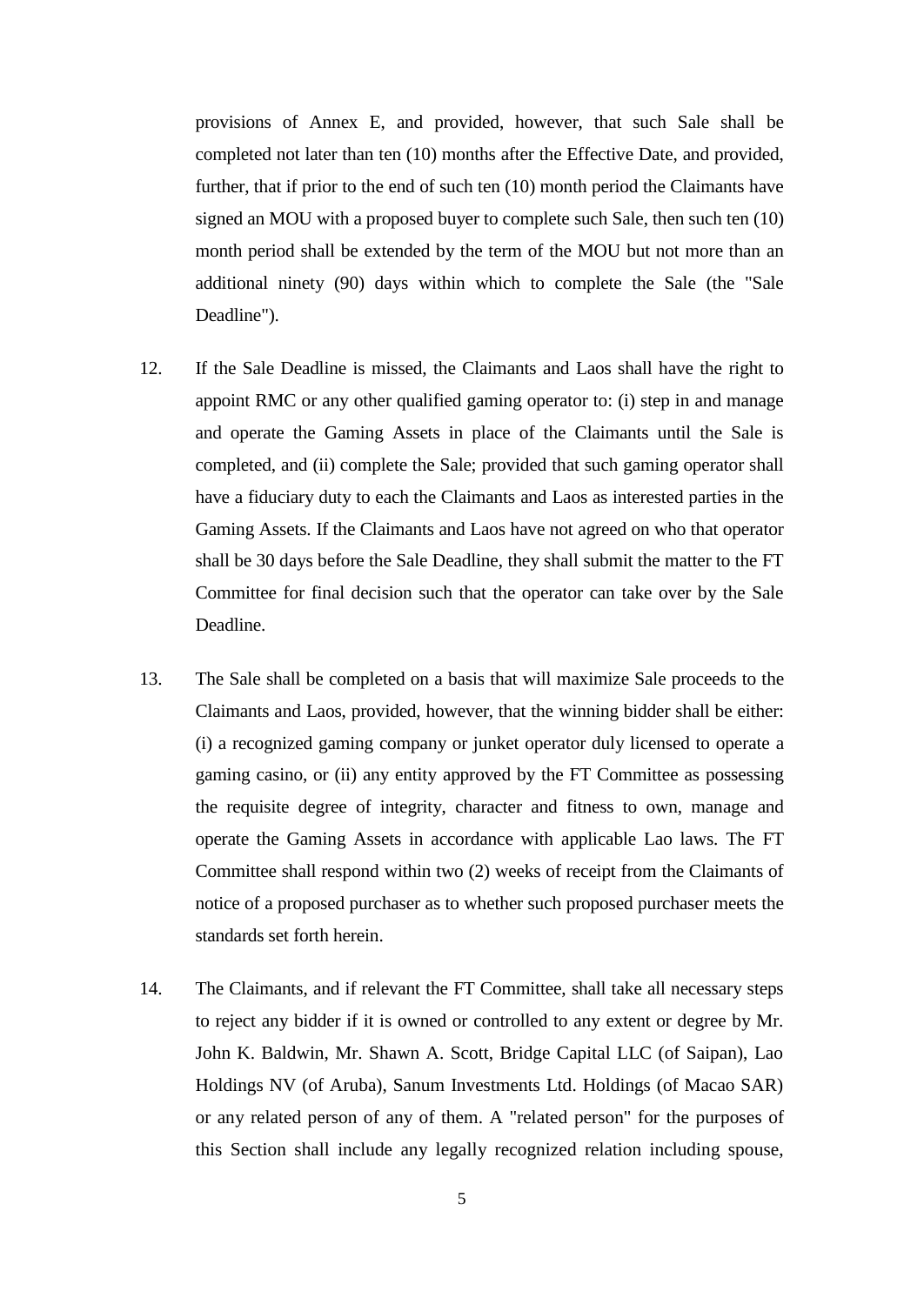provisions of Annex E, and provided, however, that such Sale shall be completed not later than ten (10) months after the Effective Date, and provided, further, that if prior to the end of such ten (10) month period the Claimants have signed an MOU with a proposed buyer to complete such Sale, then such ten (10) month period shall be extended by the term of the MOU but not more than an additional ninety (90) days within which to complete the Sale (the "Sale Deadline").

12. If the Sale Deadline is missed, the Claimants and Laos shall have the right to appoint RMC or any other qualified gaming operator to: (i) step in and manage and operate the Gaming Assets in place of the Claimants until the Sale is completed, and (ii) complete the Sale; provided that such gaming operator shall have a fiduciary duty to each the Claimants and Laos as interested parties in the Gaming Assets. If the Claimants and Laos have not agreed on who that operator shall be 30 days before the Sale Deadline, they shall submit the matter to the FT Committee for final decision such that the operator can take over by the Sale Deadline.

13. The Sale shall be completed on a basis that will maximize Sale proceeds to the Claimants and Laos, provided, however, that the winning bidder shall be either: (i) a recognized gaming company or junket operator duly licensed to operate a gaming casino, or (ii) any entity approved by the FT Committee as possessing the requisite degree of integrity, character and fitness to own, manage and operate the Gaming Assets in accordance with applicable Lao laws. The FT Committee shall respond within two (2) weeks of receipt from the Claimants of notice of a proposed purchaser as to whether such proposed purchaser meets the standards set forth herein.

14. The Claimants, and if relevant the FT Committee, shall take all necessary steps to reject any bidder if it is owned or controlled to any extent or degree by Mr. John K. Baldwin, Mr. Shawn A. Scott, Bridge Capital LLC (of Saipan), Lao Holdings NV (of Aruba), Sanum Investments Ltd. Holdings (of Macao SAR) or any related person of any of them. A "related person" for the purposes of this Section shall include any legally recognized relation including spouse,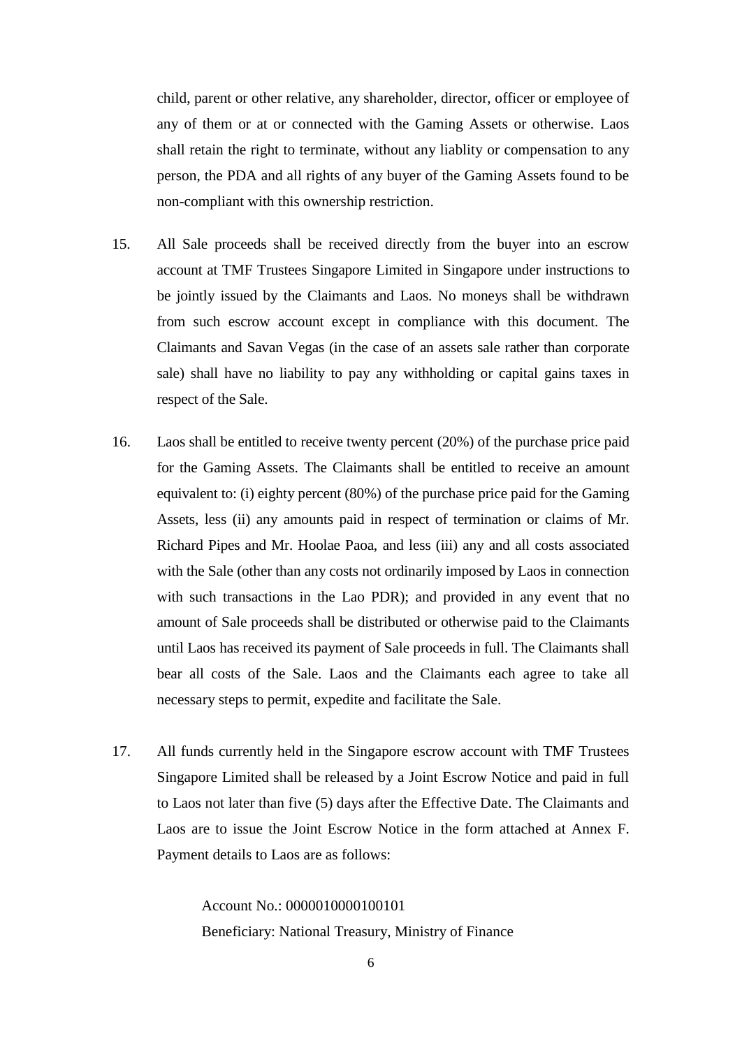child, parent or other relative, any shareholder, director, officer or employee of any of them or at or connected with the Gaming Assets or otherwise. Laos shall retain the right to terminate, without any liablity or compensation to any person, the PDA and all rights of any buyer of the Gaming Assets found to be non-compliant with this ownership restriction.

15. All Sale proceeds shall be received directly from the buyer into an escrow account at TMF Trustees Singapore Limited in Singapore under instructions to be jointly issued by the Claimants and Laos. No moneys shall be withdrawn from such escrow account except in compliance with this document. The Claimants and Savan Vegas (in the case of an assets sale rather than corporate sale) shall have no liability to pay any withholding or capital gains taxes in respect of the Sale.

16. Laos shall be entitled to receive twenty percent (20%) of the purchase price paid for the Gaming Assets. The Claimants shall be entitled to receive an amount equivalent to: (i) eighty percent (80%) of the purchase price paid for the Gaming Assets, less (ii) any amounts paid in respect of termination or claims of Mr. Richard Pipes and Mr. Hoolae Paoa, and less (iii) any and all costs associated with the Sale (other than any costs not ordinarily imposed by Laos in connection with such transactions in the Lao PDR); and provided in any event that no amount of Sale proceeds shall be distributed or otherwise paid to the Claimants until Laos has received its payment of Sale proceeds in full. The Claimants shall bear all costs of the Sale. Laos and the Claimants each agree to take all necessary steps to permit, expedite and facilitate the Sale.

17. All funds currently held in the Singapore escrow account with TMF Trustees Singapore Limited shall be released by a Joint Escrow Notice and paid in full to Laos not later than five (5) days after the Effective Date. The Claimants and Laos are to issue the Joint Escrow Notice in the form attached at Annex F. Payment details to Laos are as follows:

    Account No.: 0000010000100101
    Beneficiary: National Treasury, Ministry of Finance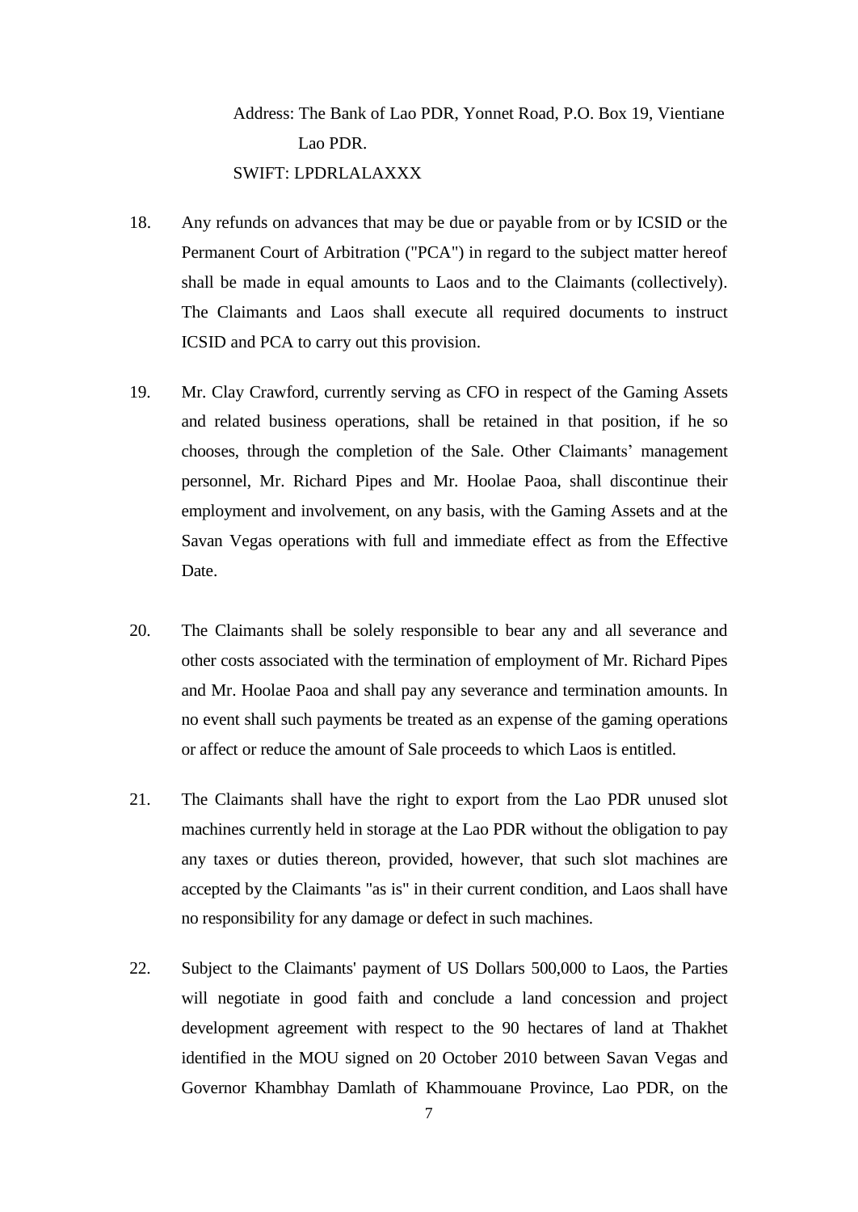Address: The Bank of Lao PDR, Yonnet Road, P.O. Box 19, Vientiane Lao PDR.

SWIFT: LPDRLALAXXX

18. Any refunds on advances that may be due or payable from or by ICSID or the Permanent Court of Arbitration ("PCA") in regard to the subject matter hereof shall be made in equal amounts to Laos and to the Claimants (collectively). The Claimants and Laos shall execute all required documents to instruct ICSID and PCA to carry out this provision.

19. Mr. Clay Crawford, currently serving as CFO in respect of the Gaming Assets and related business operations, shall be retained in that position, if he so chooses, through the completion of the Sale. Other Claimants' management personnel, Mr. Richard Pipes and Mr. Hoolae Paoa, shall discontinue their employment and involvement, on any basis, with the Gaming Assets and at the Savan Vegas operations with full and immediate effect as from the Effective Date.

20. The Claimants shall be solely responsible to bear any and all severance and other costs associated with the termination of employment of Mr. Richard Pipes and Mr. Hoolae Paoa and shall pay any severance and termination amounts. In no event shall such payments be treated as an expense of the gaming operations or affect or reduce the amount of Sale proceeds to which Laos is entitled.

21. The Claimants shall have the right to export from the Lao PDR unused slot machines currently held in storage at the Lao PDR without the obligation to pay any taxes or duties thereon, provided, however, that such slot machines are accepted by the Claimants "as is" in their current condition, and Laos shall have no responsibility for any damage or defect in such machines.

22. Subject to the Claimants' payment of US Dollars 500,000 to Laos, the Parties will negotiate in good faith and conclude a land concession and project development agreement with respect to the 90 hectares of land at Thakhet identified in the MOU signed on 20 October 2010 between Savan Vegas and Governor Khambhay Damlath of Khammouane Province, Lao PDR, on the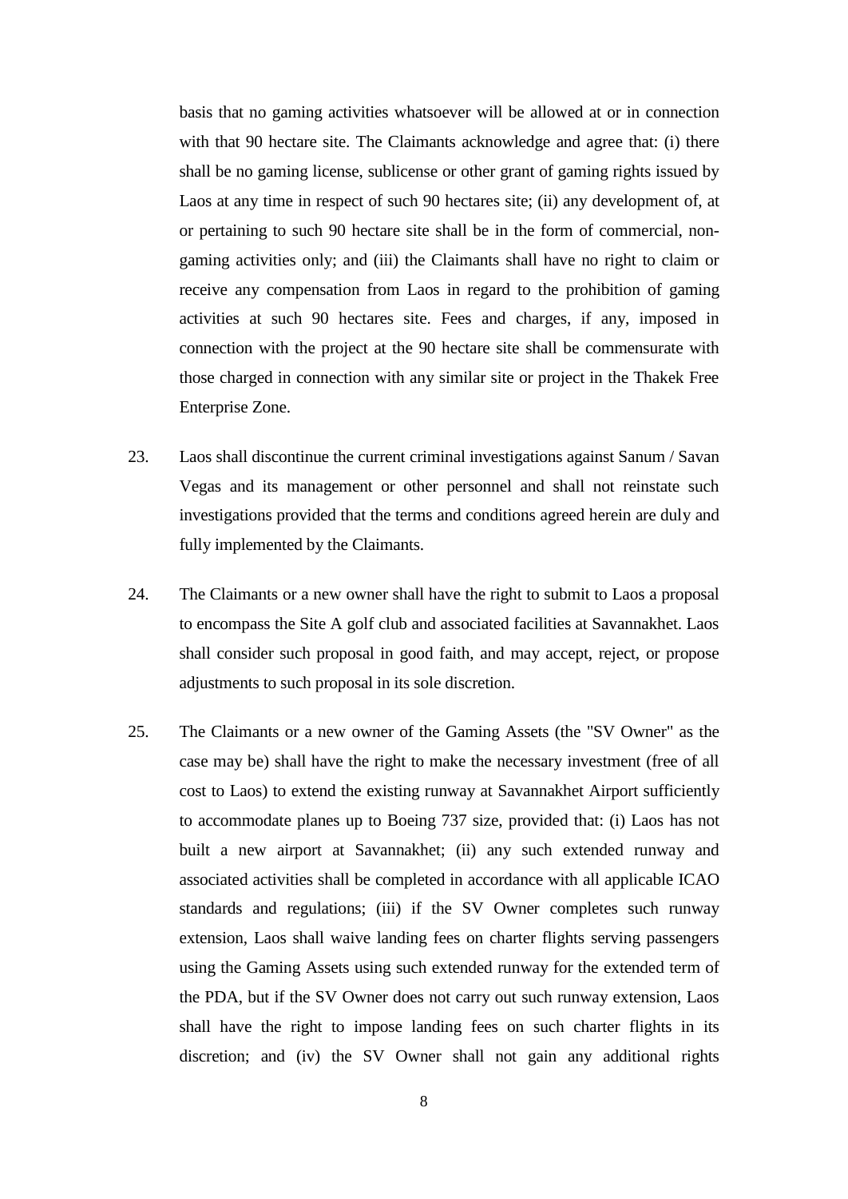basis that no gaming activities whatsoever will be allowed at or in connection with that 90 hectare site. The Claimants acknowledge and agree that: (i) there shall be no gaming license, sublicense or other grant of gaming rights issued by Laos at any time in respect of such 90 hectares site; (ii) any development of, at or pertaining to such 90 hectare site shall be in the form of commercial, non-gaming activities only; and (iii) the Claimants shall have no right to claim or receive any compensation from Laos in regard to the prohibition of gaming activities at such 90 hectares site. Fees and charges, if any, imposed in connection with the project at the 90 hectare site shall be commensurate with those charged in connection with any similar site or project in the Thakek Free Enterprise Zone.

23. Laos shall discontinue the current criminal investigations against Sanum / Savan Vegas and its management or other personnel and shall not reinstate such investigations provided that the terms and conditions agreed herein are duly and fully implemented by the Claimants.

24. The Claimants or a new owner shall have the right to submit to Laos a proposal to encompass the Site A golf club and associated facilities at Savannakhet. Laos shall consider such proposal in good faith, and may accept, reject, or propose adjustments to such proposal in its sole discretion.

25. The Claimants or a new owner of the Gaming Assets (the "SV Owner" as the case may be) shall have the right to make the necessary investment (free of all cost to Laos) to extend the existing runway at Savannakhet Airport sufficiently to accommodate planes up to Boeing 737 size, provided that: (i) Laos has not built a new airport at Savannakhet; (ii) any such extended runway and associated activities shall be completed in accordance with all applicable ICAO standards and regulations; (iii) if the SV Owner completes such runway extension, Laos shall waive landing fees on charter flights serving passengers using the Gaming Assets using such extended runway for the extended term of the PDA, but if the SV Owner does not carry out such runway extension, Laos shall have the right to impose landing fees on such charter flights in its discretion; and (iv) the SV Owner shall not gain any additional rights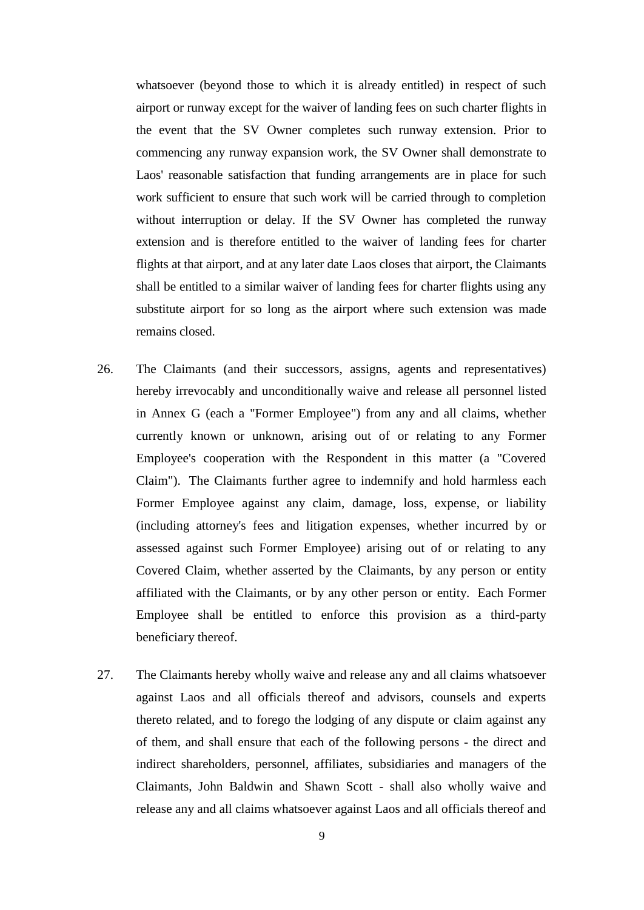whatsoever (beyond those to which it is already entitled) in respect of such airport or runway except for the waiver of landing fees on such charter flights in the event that the SV Owner completes such runway extension. Prior to commencing any runway expansion work, the SV Owner shall demonstrate to Laos' reasonable satisfaction that funding arrangements are in place for such work sufficient to ensure that such work will be carried through to completion without interruption or delay. If the SV Owner has completed the runway extension and is therefore entitled to the waiver of landing fees for charter flights at that airport, and at any later date Laos closes that airport, the Claimants shall be entitled to a similar waiver of landing fees for charter flights using any substitute airport for so long as the airport where such extension was made remains closed.

26. The Claimants (and their successors, assigns, agents and representatives) hereby irrevocably and unconditionally waive and release all personnel listed in Annex G (each a "Former Employee") from any and all claims, whether currently known or unknown, arising out of or relating to any Former Employee's cooperation with the Respondent in this matter (a "Covered Claim"). The Claimants further agree to indemnify and hold harmless each Former Employee against any claim, damage, loss, expense, or liability (including attorney's fees and litigation expenses, whether incurred by or assessed against such Former Employee) arising out of or relating to any Covered Claim, whether asserted by the Claimants, by any person or entity affiliated with the Claimants, or by any other person or entity. Each Former Employee shall be entitled to enforce this provision as a third-party beneficiary thereof.

27. The Claimants hereby wholly waive and release any and all claims whatsoever against Laos and all officials thereof and advisors, counsels and experts thereto related, and to forego the lodging of any dispute or claim against any of them, and shall ensure that each of the following persons - the direct and indirect shareholders, personnel, affiliates, subsidiaries and managers of the Claimants, John Baldwin and Shawn Scott - shall also wholly waive and release any and all claims whatsoever against Laos and all officials thereof and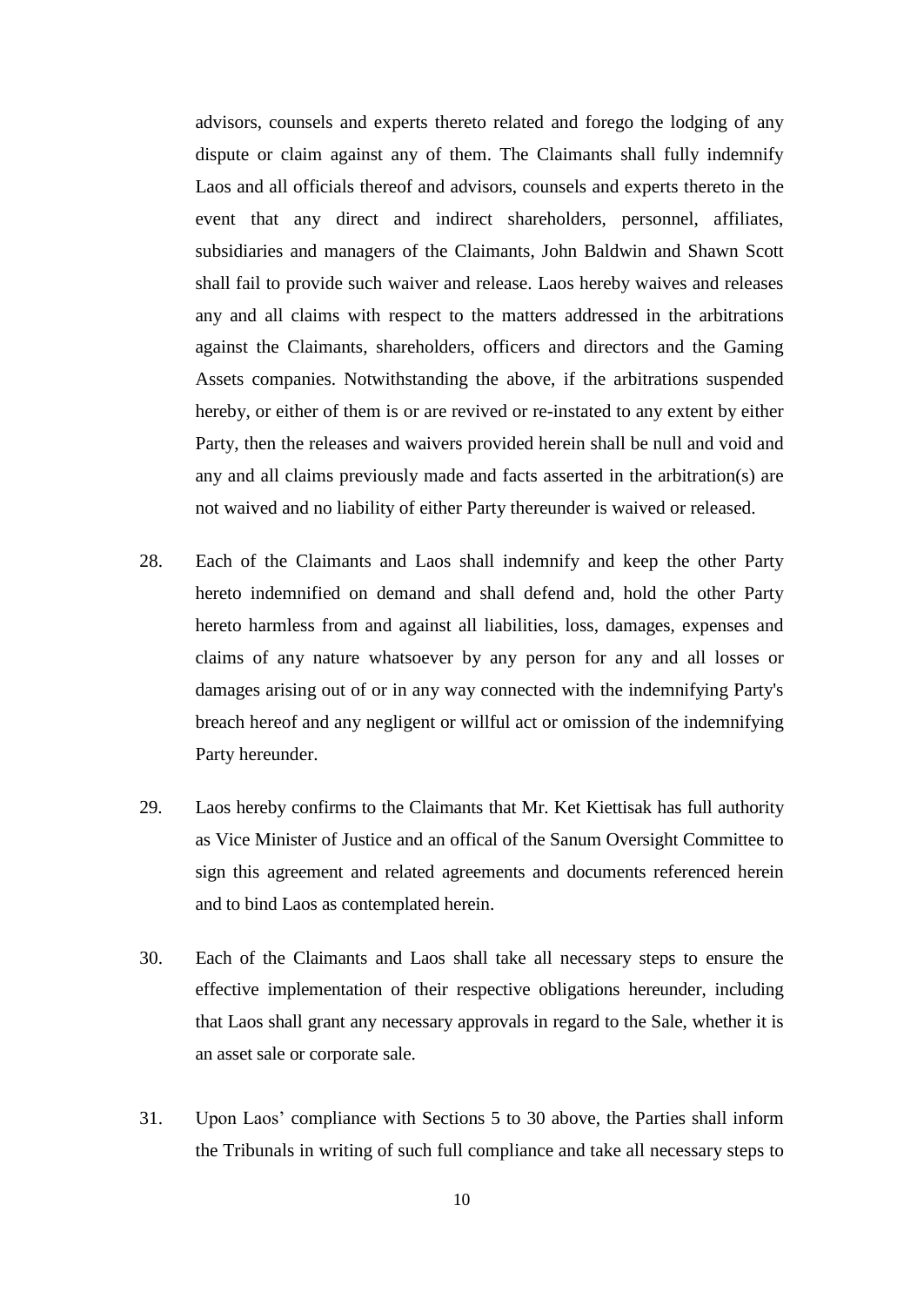advisors, counsels and experts thereto related and forego the lodging of any dispute or claim against any of them. The Claimants shall fully indemnify Laos and all officials thereof and advisors, counsels and experts thereto in the event that any direct and indirect shareholders, personnel, affiliates, subsidiaries and managers of the Claimants, John Baldwin and Shawn Scott shall fail to provide such waiver and release. Laos hereby waives and releases any and all claims with respect to the matters addressed in the arbitrations against the Claimants, shareholders, officers and directors and the Gaming Assets companies. Notwithstanding the above, if the arbitrations suspended hereby, or either of them is or are revived or re-instated to any extent by either Party, then the releases and waivers provided herein shall be null and void and any and all claims previously made and facts asserted in the arbitration(s) are not waived and no liability of either Party thereunder is waived or released.

28. Each of the Claimants and Laos shall indemnify and keep the other Party hereto indemnified on demand and shall defend and, hold the other Party hereto harmless from and against all liabilities, loss, damages, expenses and claims of any nature whatsoever by any person for any and all losses or damages arising out of or in any way connected with the indemnifying Party's breach hereof and any negligent or willful act or omission of the indemnifying Party hereunder.

29. Laos hereby confirms to the Claimants that Mr. Ket Kiettisak has full authority as Vice Minister of Justice and an offical of the Sanum Oversight Committee to sign this agreement and related agreements and documents referenced herein and to bind Laos as contemplated herein.

30. Each of the Claimants and Laos shall take all necessary steps to ensure the effective implementation of their respective obligations hereunder, including that Laos shall grant any necessary approvals in regard to the Sale, whether it is an asset sale or corporate sale.

31. Upon Laos' compliance with Sections 5 to 30 above, the Parties shall inform the Tribunals in writing of such full compliance and take all necessary steps to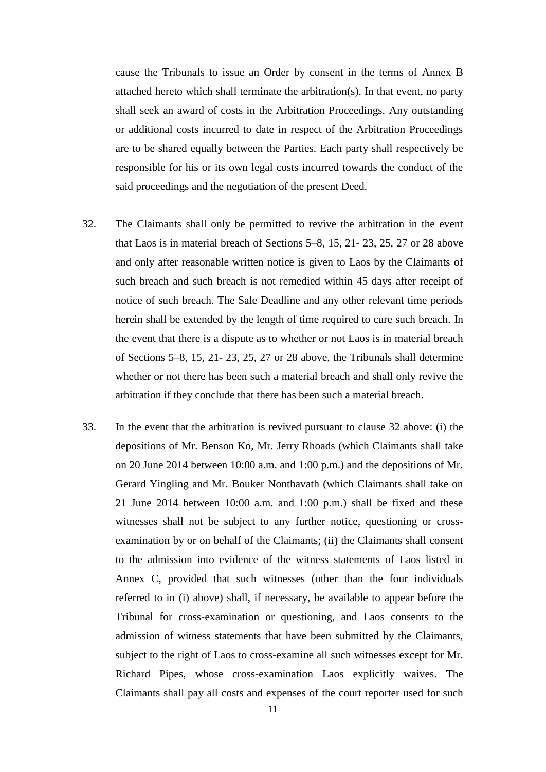cause the Tribunals to issue an Order by consent in the terms of Annex B attached hereto which shall terminate the arbitration(s). In that event, no party shall seek an award of costs in the Arbitration Proceedings. Any outstanding or additional costs incurred to date in respect of the Arbitration Proceedings are to be shared equally between the Parties. Each party shall respectively be responsible for his or its own legal costs incurred towards the conduct of the said proceedings and the negotiation of the present Deed.

32. The Claimants shall only be permitted to revive the arbitration in the event that Laos is in material breach of Sections 5–8, 15, 21- 23, 25, 27 or 28 above and only after reasonable written notice is given to Laos by the Claimants of such breach and such breach is not remedied within 45 days after receipt of notice of such breach. The Sale Deadline and any other relevant time periods herein shall be extended by the length of time required to cure such breach. In the event that there is a dispute as to whether or not Laos is in material breach of Sections 5–8, 15, 21- 23, 25, 27 or 28 above, the Tribunals shall determine whether or not there has been such a material breach and shall only revive the arbitration if they conclude that there has been such a material breach.

33. In the event that the arbitration is revived pursuant to clause 32 above: (i) the depositions of Mr. Benson Ko, Mr. Jerry Rhoads (which Claimants shall take on 20 June 2014 between 10:00 a.m. and 1:00 p.m.) and the depositions of Mr. Gerard Yingling and Mr. Bouker Nonthavath (which Claimants shall take on 21 June 2014 between 10:00 a.m. and 1:00 p.m.) shall be fixed and these witnesses shall not be subject to any further notice, questioning or cross-examination by or on behalf of the Claimants; (ii) the Claimants shall consent to the admission into evidence of the witness statements of Laos listed in Annex C, provided that such witnesses (other than the four individuals referred to in (i) above) shall, if necessary, be available to appear before the Tribunal for cross-examination or questioning, and Laos consents to the admission of witness statements that have been submitted by the Claimants, subject to the right of Laos to cross-examine all such witnesses except for Mr. Richard Pipes, whose cross-examination Laos explicitly waives. The Claimants shall pay all costs and expenses of the court reporter used for such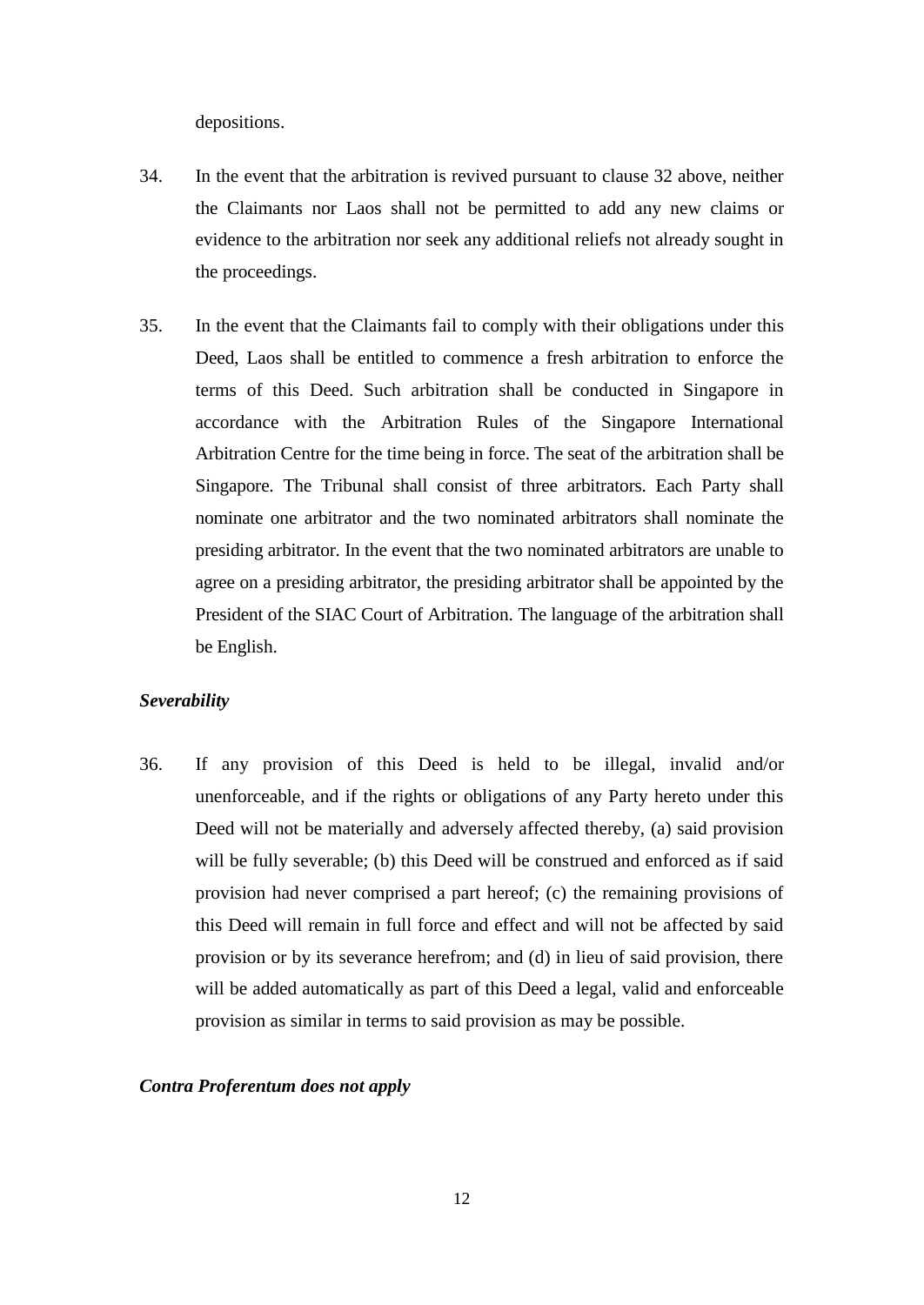depositions.

34. In the event that the arbitration is revived pursuant to clause 32 above, neither the Claimants nor Laos shall not be permitted to add any new claims or evidence to the arbitration nor seek any additional reliefs not already sought in the proceedings.

35. In the event that the Claimants fail to comply with their obligations under this Deed, Laos shall be entitled to commence a fresh arbitration to enforce the terms of this Deed. Such arbitration shall be conducted in Singapore in accordance with the Arbitration Rules of the Singapore International Arbitration Centre for the time being in force. The seat of the arbitration shall be Singapore. The Tribunal shall consist of three arbitrators. Each Party shall nominate one arbitrator and the two nominated arbitrators shall nominate the presiding arbitrator. In the event that the two nominated arbitrators are unable to agree on a presiding arbitrator, the presiding arbitrator shall be appointed by the President of the SIAC Court of Arbitration. The language of the arbitration shall be English.

***Severability***

36. If any provision of this Deed is held to be illegal, invalid and/or unenforceable, and if the rights or obligations of any Party hereto under this Deed will not be materially and adversely affected thereby, (a) said provision will be fully severable; (b) this Deed will be construed and enforced as if said provision had never comprised a part hereof; (c) the remaining provisions of this Deed will remain in full force and effect and will not be affected by said provision or by its severance herefrom; and (d) in lieu of said provision, there will be added automatically as part of this Deed a legal, valid and enforceable provision as similar in terms to said provision as may be possible.

***Contra Proferentum does not apply***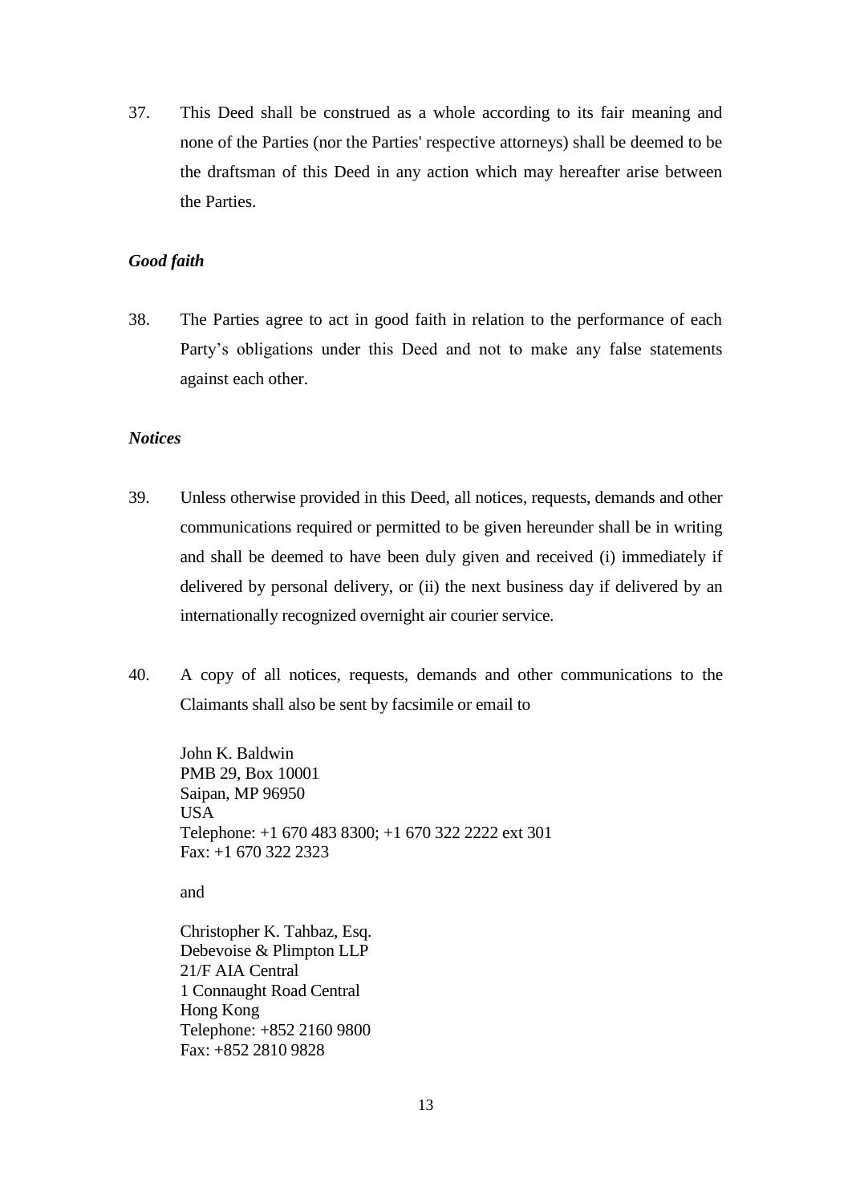37. This Deed shall be construed as a whole according to its fair meaning and none of the Parties (nor the Parties' respective attorneys) shall be deemed to be the draftsman of this Deed in any action which may hereafter arise between the Parties.

*Good faith*

38. The Parties agree to act in good faith in relation to the performance of each Party's obligations under this Deed and not to make any false statements against each other.

*Notices*

39. Unless otherwise provided in this Deed, all notices, requests, demands and other communications required or permitted to be given hereunder shall be in writing and shall be deemed to have been duly given and received (i) immediately if delivered by personal delivery, or (ii) the next business day if delivered by an internationally recognized overnight air courier service.

40. A copy of all notices, requests, demands and other communications to the Claimants shall also be sent by facsimile or email to

John K. Baldwin
PMB 29, Box 10001
Saipan, MP 96950
USA
Telephone: +1 670 483 8300; +1 670 322 2222 ext 301
Fax: +1 670 322 2323

and

Christopher K. Tahbaz, Esq.
Debevoise & Plimpton LLP
21/F AIA Central
1 Connaught Road Central
Hong Kong
Telephone: +852 2160 9800
Fax: +852 2810 9828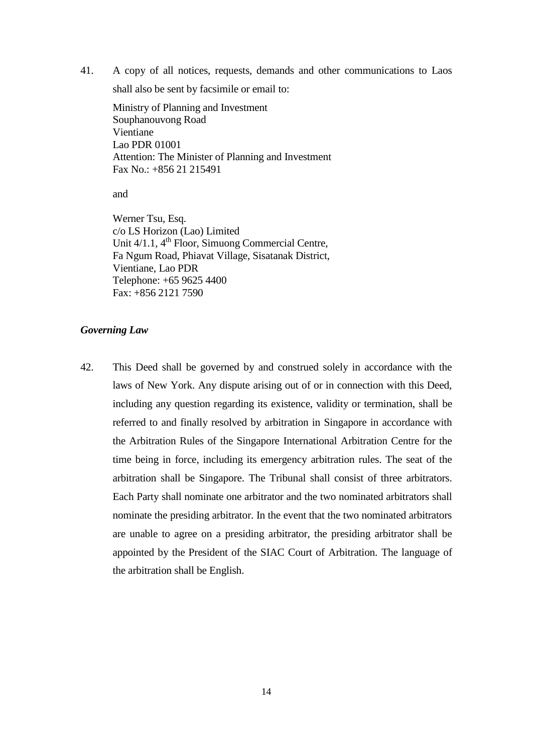41. A copy of all notices, requests, demands and other communications to Laos shall also be sent by facsimile or email to:

 Ministry of Planning and Investment
 Souphanouvong Road
 Vientiane
 Lao PDR 01001
 Attention: The Minister of Planning and Investment
 Fax No.: +856 21 215491

 and

 Werner Tsu, Esq.
 c/o LS Horizon (Lao) Limited
 Unit 4/1.1, 4th Floor, Simuong Commercial Centre,
 Fa Ngum Road, Phiavat Village, Sisatanak District,
 Vientiane, Lao PDR
 Telephone: +65 9625 4400
 Fax: +856 2121 7590

***Governing Law***

42. This Deed shall be governed by and construed solely in accordance with the laws of New York. Any dispute arising out of or in connection with this Deed, including any question regarding its existence, validity or termination, shall be referred to and finally resolved by arbitration in Singapore in accordance with the Arbitration Rules of the Singapore International Arbitration Centre for the time being in force, including its emergency arbitration rules. The seat of the arbitration shall be Singapore. The Tribunal shall consist of three arbitrators. Each Party shall nominate one arbitrator and the two nominated arbitrators shall nominate the presiding arbitrator. In the event that the two nominated arbitrators are unable to agree on a presiding arbitrator, the presiding arbitrator shall be appointed by the President of the SIAC Court of Arbitration. The language of the arbitration shall be English.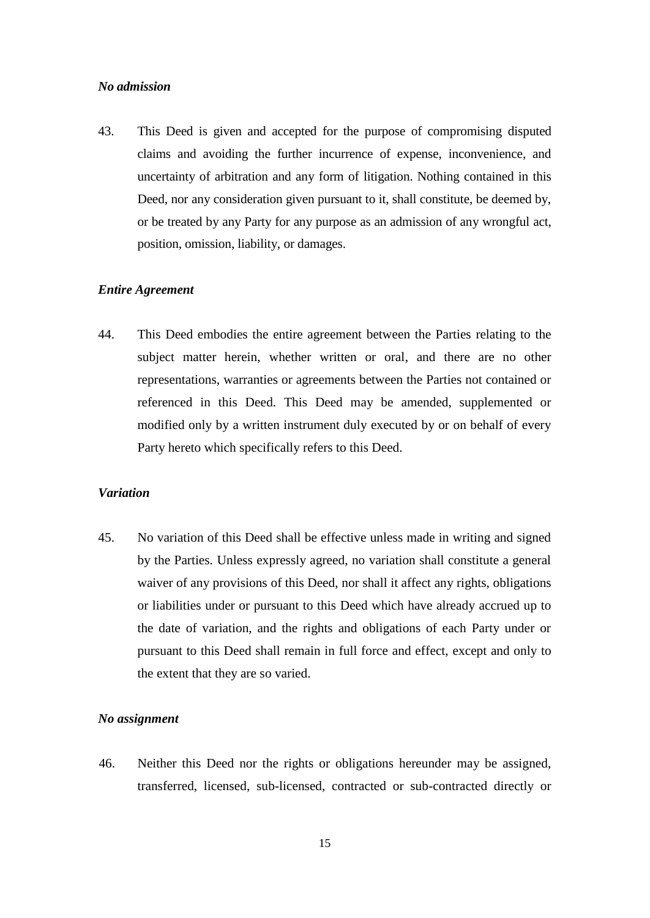***No admission***

43. This Deed is given and accepted for the purpose of compromising disputed claims and avoiding the further incurrence of expense, inconvenience, and uncertainty of arbitration and any form of litigation. Nothing contained in this Deed, nor any consideration given pursuant to it, shall constitute, be deemed by, or be treated by any Party for any purpose as an admission of any wrongful act, position, omission, liability, or damages.

***Entire Agreement***

44. This Deed embodies the entire agreement between the Parties relating to the subject matter herein, whether written or oral, and there are no other representations, warranties or agreements between the Parties not contained or referenced in this Deed. This Deed may be amended, supplemented or modified only by a written instrument duly executed by or on behalf of every Party hereto which specifically refers to this Deed.

***Variation***

45. No variation of this Deed shall be effective unless made in writing and signed by the Parties. Unless expressly agreed, no variation shall constitute a general waiver of any provisions of this Deed, nor shall it affect any rights, obligations or liabilities under or pursuant to this Deed which have already accrued up to the date of variation, and the rights and obligations of each Party under or pursuant to this Deed shall remain in full force and effect, except and only to the extent that they are so varied.

***No assignment***

46. Neither this Deed nor the rights or obligations hereunder may be assigned, transferred, licensed, sub-licensed, contracted or sub-contracted directly or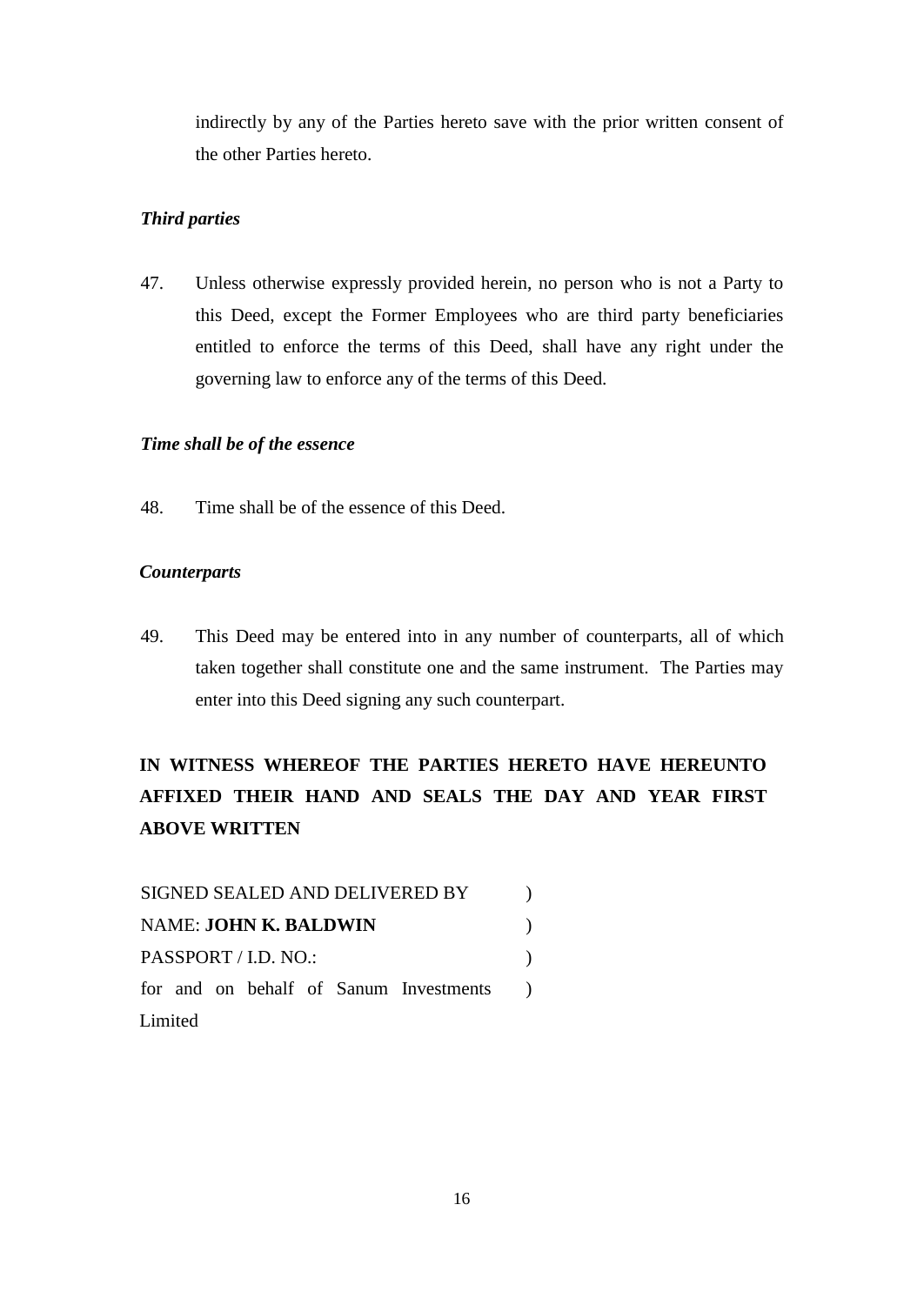indirectly by any of the Parties hereto save with the prior written consent of the other Parties hereto.

***Third parties***

47. Unless otherwise expressly provided herein, no person who is not a Party to this Deed, except the Former Employees who are third party beneficiaries entitled to enforce the terms of this Deed, shall have any right under the governing law to enforce any of the terms of this Deed.

***Time shall be of the essence***

48. Time shall be of the essence of this Deed.

***Counterparts***

49. This Deed may be entered into in any number of counterparts, all of which taken together shall constitute one and the same instrument. The Parties may enter into this Deed signing any such counterpart.

**IN WITNESS WHEREOF THE PARTIES HERETO HAVE HEREUNTO AFFIXED THEIR HAND AND SEALS THE DAY AND YEAR FIRST ABOVE WRITTEN**

SIGNED SEALED AND DELIVERED BY )
NAME: **JOHN K. BALDWIN** )
PASSPORT / I.D. NO.: )
for and on behalf of Sanum Investments Limited )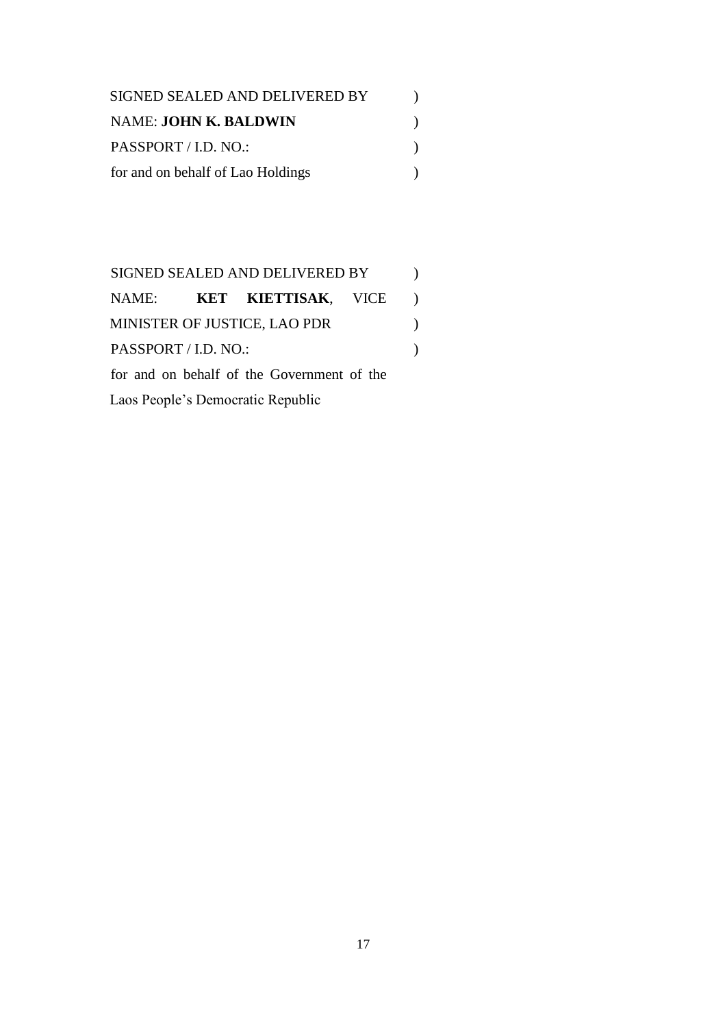SIGNED SEALED AND DELIVERED BY )
NAME: **JOHN K. BALDWIN** )
PASSPORT / I.D. NO.: )
for and on behalf of Lao Holdings )

SIGNED SEALED AND DELIVERED BY )
NAME: **KET KIETTISAK**, VICE )
MINISTER OF JUSTICE, LAO PDR )
PASSPORT / I.D. NO.: )
for and on behalf of the Government of the Laos People's Democratic Republic